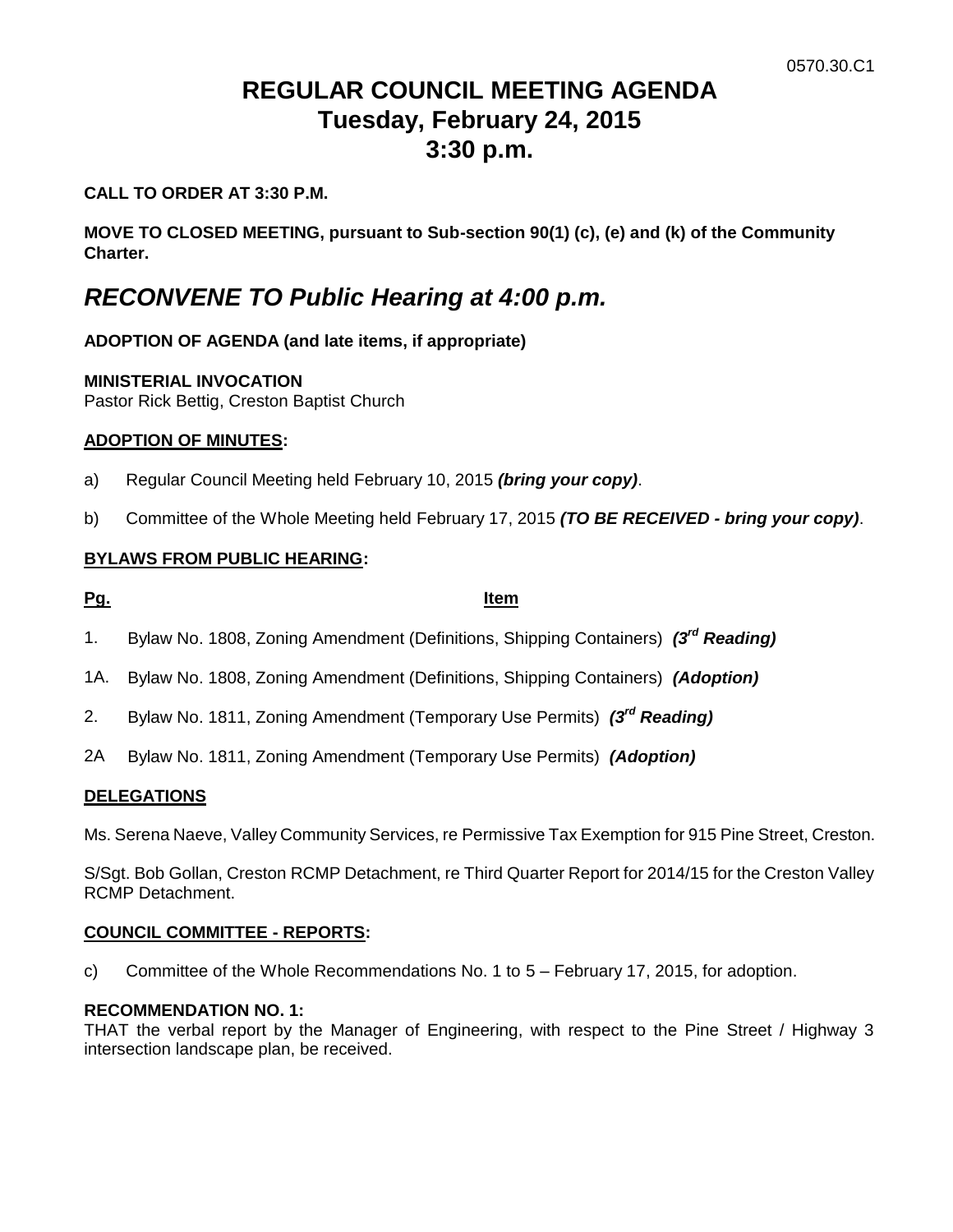0570.30.C1

# REGULAR COUNCIL MEETING AGENDA
# Tuesday, February 24, 2015
# 3:30 p.m.

**CALL TO ORDER AT 3:30 P.M.**

**MOVE TO CLOSED MEETING, pursuant to Sub-section 90(1) (c), (e) and (k) of the Community Charter.**

## *RECONVENE TO Public Hearing at 4:00 p.m.*

**ADOPTION OF AGENDA (and late items, if appropriate)**

**MINISTERIAL INVOCATION**
Pastor Rick Bettig, Creston Baptist Church

**ADOPTION OF MINUTES:**

a) Regular Council Meeting held February 10, 2015 ***(bring your copy)***.

b) Committee of the Whole Meeting held February 17, 2015 ***(TO BE RECEIVED - bring your copy)***.

**BYLAWS FROM PUBLIC HEARING:**

| Pg. | Item |
|---|---|
| 1. | Bylaw No. 1808, Zoning Amendment (Definitions, Shipping Containers) ***(3rd Reading)*** |
| 1A. | Bylaw No. 1808, Zoning Amendment (Definitions, Shipping Containers) ***(Adoption)*** |
| 2. | Bylaw No. 1811, Zoning Amendment (Temporary Use Permits) ***(3rd Reading)*** |
| 2A | Bylaw No. 1811, Zoning Amendment (Temporary Use Permits) ***(Adoption)*** |

**DELEGATIONS**

Ms. Serena Naeve, Valley Community Services, re Permissive Tax Exemption for 915 Pine Street, Creston.

S/Sgt. Bob Gollan, Creston RCMP Detachment, re Third Quarter Report for 2014/15 for the Creston Valley RCMP Detachment.

**COUNCIL COMMITTEE - REPORTS:**

c) Committee of the Whole Recommendations No. 1 to 5 – February 17, 2015, for adoption.

**RECOMMENDATION NO. 1:**
THAT the verbal report by the Manager of Engineering, with respect to the Pine Street / Highway 3 intersection landscape plan, be received.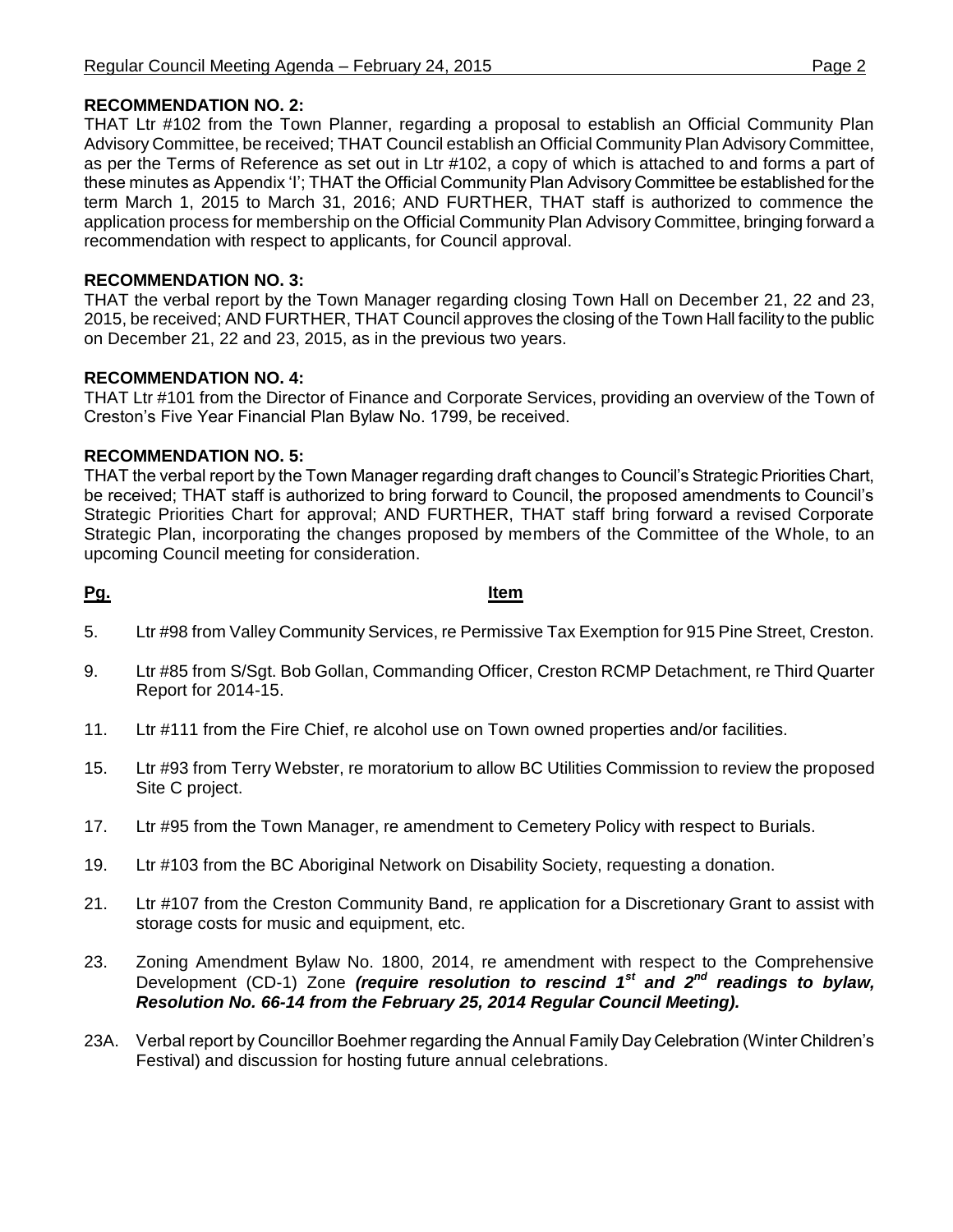**RECOMMENDATION NO. 2:**
THAT Ltr #102 from the Town Planner, regarding a proposal to establish an Official Community Plan Advisory Committee, be received; THAT Council establish an Official Community Plan Advisory Committee, as per the Terms of Reference as set out in Ltr #102, a copy of which is attached to and forms a part of these minutes as Appendix 'I'; THAT the Official Community Plan Advisory Committee be established for the term March 1, 2015 to March 31, 2016; AND FURTHER, THAT staff is authorized to commence the application process for membership on the Official Community Plan Advisory Committee, bringing forward a recommendation with respect to applicants, for Council approval.

**RECOMMENDATION NO. 3:**
THAT the verbal report by the Town Manager regarding closing Town Hall on December 21, 22 and 23, 2015, be received; AND FURTHER, THAT Council approves the closing of the Town Hall facility to the public on December 21, 22 and 23, 2015, as in the previous two years.

**RECOMMENDATION NO. 4:**
THAT Ltr #101 from the Director of Finance and Corporate Services, providing an overview of the Town of Creston's Five Year Financial Plan Bylaw No. 1799, be received.

**RECOMMENDATION NO. 5:**
THAT the verbal report by the Town Manager regarding draft changes to Council's Strategic Priorities Chart, be received; THAT staff is authorized to bring forward to Council, the proposed amendments to Council's Strategic Priorities Chart for approval; AND FURTHER, THAT staff bring forward a revised Corporate Strategic Plan, incorporating the changes proposed by members of the Committee of the Whole, to an upcoming Council meeting for consideration.

| Pg. | Item |
|---|---|
| 5. | Ltr #98 from Valley Community Services, re Permissive Tax Exemption for 915 Pine Street, Creston. |
| 9. | Ltr #85 from S/Sgt. Bob Gollan, Commanding Officer, Creston RCMP Detachment, re Third Quarter Report for 2014-15. |
| 11. | Ltr #111 from the Fire Chief, re alcohol use on Town owned properties and/or facilities. |
| 15. | Ltr #93 from Terry Webster, re moratorium to allow BC Utilities Commission to review the proposed Site C project. |
| 17. | Ltr #95 from the Town Manager, re amendment to Cemetery Policy with respect to Burials. |
| 19. | Ltr #103 from the BC Aboriginal Network on Disability Society, requesting a donation. |
| 21. | Ltr #107 from the Creston Community Band, re application for a Discretionary Grant to assist with storage costs for music and equipment, etc. |
| 23. | Zoning Amendment Bylaw No. 1800, 2014, re amendment with respect to the Comprehensive Development (CD-1) Zone ***(require resolution to rescind 1st and 2nd readings to bylaw, Resolution No. 66-14 from the February 25, 2014 Regular Council Meeting).*** |
| 23A. | Verbal report by Councillor Boehmer regarding the Annual Family Day Celebration (Winter Children's Festival) and discussion for hosting future annual celebrations. |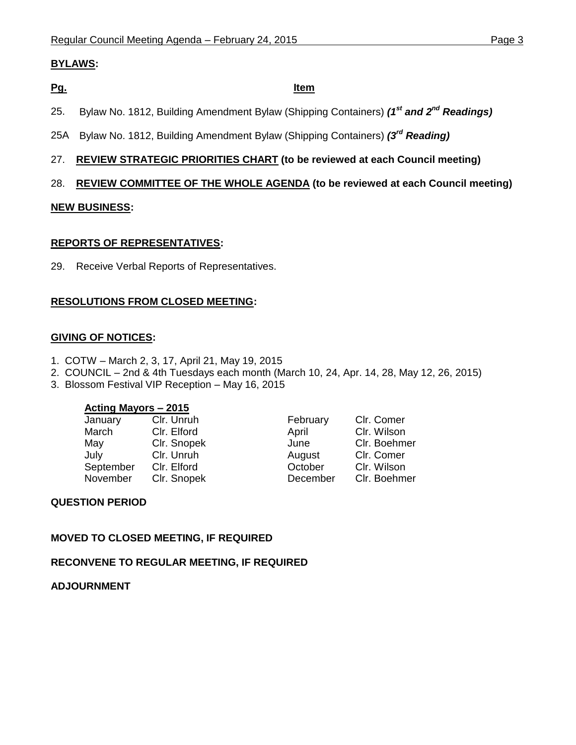**BYLAWS:**

| Pg. | Item |
|---|---|
| 25. | Bylaw No. 1812, Building Amendment Bylaw (Shipping Containers) ***(1st and 2nd Readings)*** |
| 25A | Bylaw No. 1812, Building Amendment Bylaw (Shipping Containers) ***(3rd Reading)*** |

27. **REVIEW STRATEGIC PRIORITIES CHART (to be reviewed at each Council meeting)**

28. **REVIEW COMMITTEE OF THE WHOLE AGENDA (to be reviewed at each Council meeting)**

**NEW BUSINESS:**

**REPORTS OF REPRESENTATIVES:**

29. Receive Verbal Reports of Representatives.

**RESOLUTIONS FROM CLOSED MEETING:**

**GIVING OF NOTICES:**

1. COTW – March 2, 3, 17, April 21, May 19, 2015
2. COUNCIL – 2nd & 4th Tuesdays each month (March 10, 24, Apr. 14, 28, May 12, 26, 2015)
3. Blossom Festival VIP Reception – May 16, 2015

**Acting Mayors – 2015**

| | | | |
|---|---|---|---|
| January | Clr. Unruh | February | Clr. Comer |
| March | Clr. Elford | April | Clr. Wilson |
| May | Clr. Snopek | June | Clr. Boehmer |
| July | Clr. Unruh | August | Clr. Comer |
| September | Clr. Elford | October | Clr. Wilson |
| November | Clr. Snopek | December | Clr. Boehmer |

**QUESTION PERIOD**

**MOVED TO CLOSED MEETING, IF REQUIRED**

**RECONVENE TO REGULAR MEETING, IF REQUIRED**

**ADJOURNMENT**